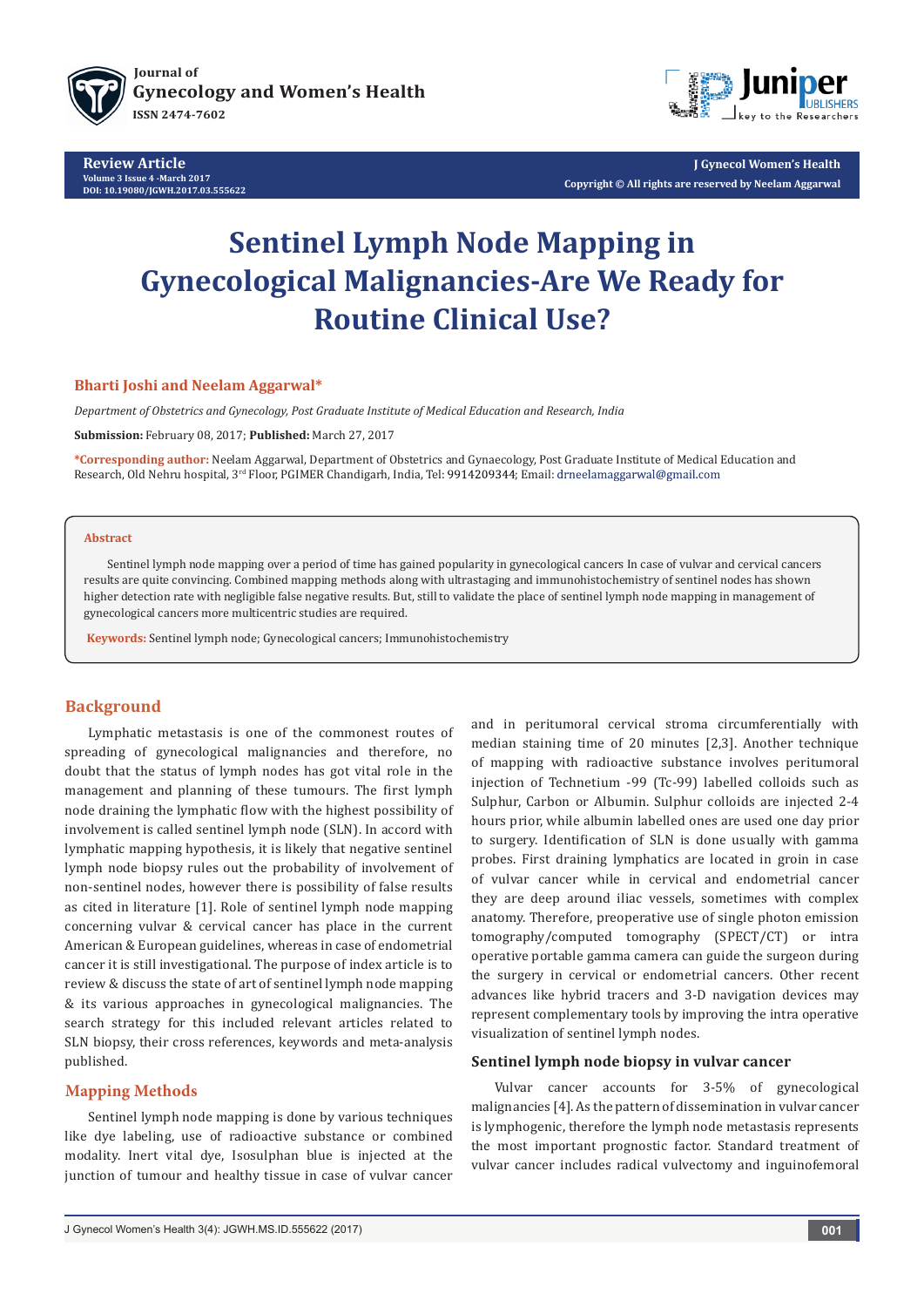Review Article
Volume 3 Issue 4 -March 2017
DOI: 10.19080/JGWH.2017.03.555622

J Gynecol Women's Health
Copyright © All rights are reserved by Neelam Aggarwal

# Sentinel Lymph Node Mapping in Gynecological Malignancies-Are We Ready for Routine Clinical Use?

**Bharti Joshi and Neelam Aggarwal***

*Department of Obstetrics and Gynecology, Post Graduate Institute of Medical Education and Research, India*

**Submission:** February 08, 2017; **Published:** March 27, 2017

***Corresponding author:** Neelam Aggarwal, Department of Obstetrics and Gynaecology, Post Graduate Institute of Medical Education and Research, Old Nehru hospital, 3rd Floor, PGIMER Chandigarh, India, Tel: 9914209344; Email: drneelamaggarwal@gmail.com

## Abstract

Sentinel lymph node mapping over a period of time has gained popularity in gynecological cancers In case of vulvar and cervical cancers results are quite convincing. Combined mapping methods along with ultrastaging and immunohistochemistry of sentinel nodes has shown higher detection rate with negligible false negative results. But, still to validate the place of sentinel lymph node mapping in management of gynecological cancers more multicentric studies are required.

**Keywords:** Sentinel lymph node; Gynecological cancers; Immunohistochemistry

## Background

Lymphatic metastasis is one of the commonest routes of spreading of gynecological malignancies and therefore, no doubt that the status of lymph nodes has got vital role in the management and planning of these tumours. The first lymph node draining the lymphatic flow with the highest possibility of involvement is called sentinel lymph node (SLN). In accord with lymphatic mapping hypothesis, it is likely that negative sentinel lymph node biopsy rules out the probability of involvement of non-sentinel nodes, however there is possibility of false results as cited in literature [1]. Role of sentinel lymph node mapping concerning vulvar & cervical cancer has place in the current American & European guidelines, whereas in case of endometrial cancer it is still investigational. The purpose of index article is to review & discuss the state of art of sentinel lymph node mapping & its various approaches in gynecological malignancies. The search strategy for this included relevant articles related to SLN biopsy, their cross references, keywords and meta-analysis published.

## Mapping Methods

Sentinel lymph node mapping is done by various techniques like dye labeling, use of radioactive substance or combined modality. Inert vital dye, Isosulphan blue is injected at the junction of tumour and healthy tissue in case of vulvar cancer and in peritumoral cervical stroma circumferentially with median staining time of 20 minutes [2,3]. Another technique of mapping with radioactive substance involves peritumoral injection of Technetium -99 (Tc-99) labelled colloids such as Sulphur, Carbon or Albumin. Sulphur colloids are injected 2-4 hours prior, while albumin labelled ones are used one day prior to surgery. Identification of SLN is done usually with gamma probes. First draining lymphatics are located in groin in case of vulvar cancer while in cervical and endometrial cancer they are deep around iliac vessels, sometimes with complex anatomy. Therefore, preoperative use of single photon emission tomography/computed tomography (SPECT/CT) or intra operative portable gamma camera can guide the surgeon during the surgery in cervical or endometrial cancers. Other recent advances like hybrid tracers and 3-D navigation devices may represent complementary tools by improving the intra operative visualization of sentinel lymph nodes.

### Sentinel lymph node biopsy in vulvar cancer

Vulvar cancer accounts for 3-5% of gynecological malignancies [4]. As the pattern of dissemination in vulvar cancer is lymphogenic, therefore the lymph node metastasis represents the most important prognostic factor. Standard treatment of vulvar cancer includes radical vulvectomy and inguinofemoral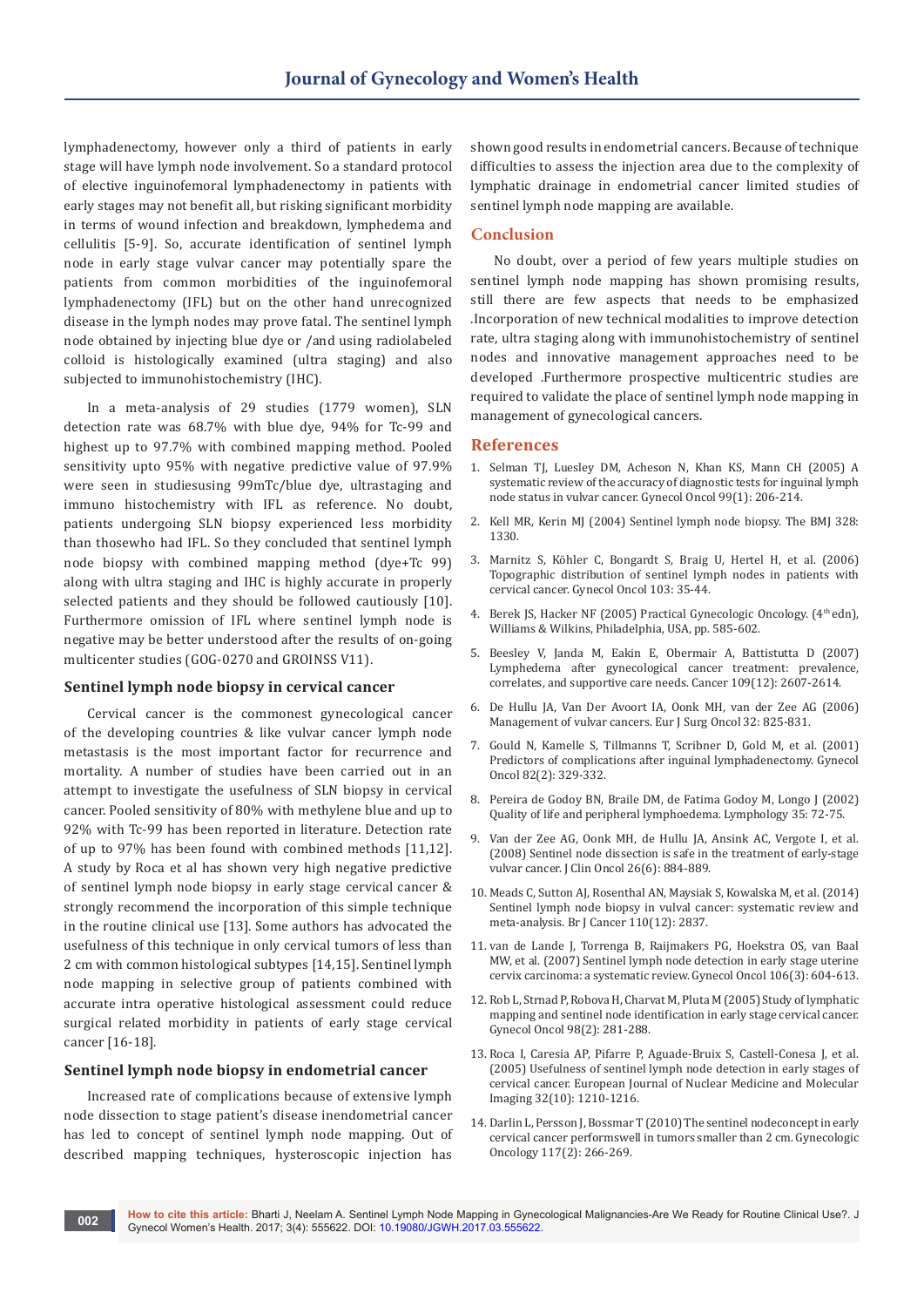lymphadenectomy, however only a third of patients in early stage will have lymph node involvement. So a standard protocol of elective inguinofemoral lymphadenectomy in patients with early stages may not benefit all, but risking significant morbidity in terms of wound infection and breakdown, lymphedema and cellulitis [5-9]. So, accurate identification of sentinel lymph node in early stage vulvar cancer may potentially spare the patients from common morbidities of the inguinofemoral lymphadenectomy (IFL) but on the other hand unrecognized disease in the lymph nodes may prove fatal. The sentinel lymph node obtained by injecting blue dye or /and using radiolabeled colloid is histologically examined (ultra staging) and also subjected to immunohistochemistry (IHC).

In a meta-analysis of 29 studies (1779 women), SLN detection rate was 68.7% with blue dye, 94% for Tc-99 and highest up to 97.7% with combined mapping method. Pooled sensitivity upto 95% with negative predictive value of 97.9% were seen in studiesusing 99mTc/blue dye, ultrastaging and immuno histochemistry with IFL as reference. No doubt, patients undergoing SLN biopsy experienced less morbidity than thosewho had IFL. So they concluded that sentinel lymph node biopsy with combined mapping method (dye+Tc 99) along with ultra staging and IHC is highly accurate in properly selected patients and they should be followed cautiously [10]. Furthermore omission of IFL where sentinel lymph node is negative may be better understood after the results of on-going multicenter studies (GOG-0270 and GROINSS V11).

### Sentinel lymph node biopsy in cervical cancer

Cervical cancer is the commonest gynecological cancer of the developing countries & like vulvar cancer lymph node metastasis is the most important factor for recurrence and mortality. A number of studies have been carried out in an attempt to investigate the usefulness of SLN biopsy in cervical cancer. Pooled sensitivity of 80% with methylene blue and up to 92% with Tc-99 has been reported in literature. Detection rate of up to 97% has been found with combined methods [11,12]. A study by Roca et al has shown very high negative predictive of sentinel lymph node biopsy in early stage cervical cancer & strongly recommend the incorporation of this simple technique in the routine clinical use [13]. Some authors has advocated the usefulness of this technique in only cervical tumors of less than 2 cm with common histological subtypes [14,15]. Sentinel lymph node mapping in selective group of patients combined with accurate intra operative histological assessment could reduce surgical related morbidity in patients of early stage cervical cancer [16-18].

### Sentinel lymph node biopsy in endometrial cancer

Increased rate of complications because of extensive lymph node dissection to stage patient's disease inendometrial cancer has led to concept of sentinel lymph node mapping. Out of described mapping techniques, hysteroscopic injection has shown good results in endometrial cancers. Because of technique difficulties to assess the injection area due to the complexity of lymphatic drainage in endometrial cancer limited studies of sentinel lymph node mapping are available.

## Conclusion

No doubt, over a period of few years multiple studies on sentinel lymph node mapping has shown promising results, still there are few aspects that needs to be emphasized .Incorporation of new technical modalities to improve detection rate, ultra staging along with immunohistochemistry of sentinel nodes and innovative management approaches need to be developed .Furthermore prospective multicentric studies are required to validate the place of sentinel lymph node mapping in management of gynecological cancers.

## References

1. Selman TJ, Luesley DM, Acheson N, Khan KS, Mann CH (2005) A systematic review of the accuracy of diagnostic tests for inguinal lymph node status in vulvar cancer. Gynecol Oncol 99(1): 206-214.
2. Kell MR, Kerin MJ (2004) Sentinel lymph node biopsy. The BMJ 328: 1330.
3. Marnitz S, Köhler C, Bongardt S, Braig U, Hertel H, et al. (2006) Topographic distribution of sentinel lymph nodes in patients with cervical cancer. Gynecol Oncol 103: 35-44.
4. Berek JS, Hacker NF (2005) Practical Gynecologic Oncology. (4th edn), Williams & Wilkins, Philadelphia, USA, pp. 585-602.
5. Beesley V, Janda M, Eakin E, Obermair A, Battistutta D (2007) Lymphedema after gynecological cancer treatment: prevalence, correlates, and supportive care needs. Cancer 109(12): 2607-2614.
6. De Hullu JA, Van Der Avoort IA, Oonk MH, van der Zee AG (2006) Management of vulvar cancers. Eur J Surg Oncol 32: 825-831.
7. Gould N, Kamelle S, Tillmanns T, Scribner D, Gold M, et al. (2001) Predictors of complications after inguinal lymphadenectomy. Gynecol Oncol 82(2): 329-332.
8. Pereira de Godoy BN, Braile DM, de Fatima Godoy M, Longo J (2002) Quality of life and peripheral lymphoedema. Lymphology 35: 72-75.
9. Van der Zee AG, Oonk MH, de Hullu JA, Ansink AC, Vergote I, et al. (2008) Sentinel node dissection is safe in the treatment of early-stage vulvar cancer. J Clin Oncol 26(6): 884-889.
10. Meads C, Sutton AJ, Rosenthal AN, Maysiak S, Kowalska M, et al. (2014) Sentinel lymph node biopsy in vulval cancer: systematic review and meta-analysis. Br J Cancer 110(12): 2837.
11. van de Lande J, Torrenga B, Raijmakers PG, Hoekstra OS, van Baal MW, et al. (2007) Sentinel lymph node detection in early stage uterine cervix carcinoma: a systematic review. Gynecol Oncol 106(3): 604-613.
12. Rob L, Strnad P, Robova H, Charvat M, Pluta M (2005) Study of lymphatic mapping and sentinel node identification in early stage cervical cancer. Gynecol Oncol 98(2): 281-288.
13. Roca I, Caresia AP, Pifarre P, Aguade-Bruix S, Castell-Conesa J, et al. (2005) Usefulness of sentinel lymph node detection in early stages of cervical cancer. European Journal of Nuclear Medicine and Molecular Imaging 32(10): 1210-1216.
14. Darlin L, Persson J, Bossmar T (2010) The sentinel nodeconcept in early cervical cancer performswell in tumors smaller than 2 cm. Gynecologic Oncology 117(2): 266-269.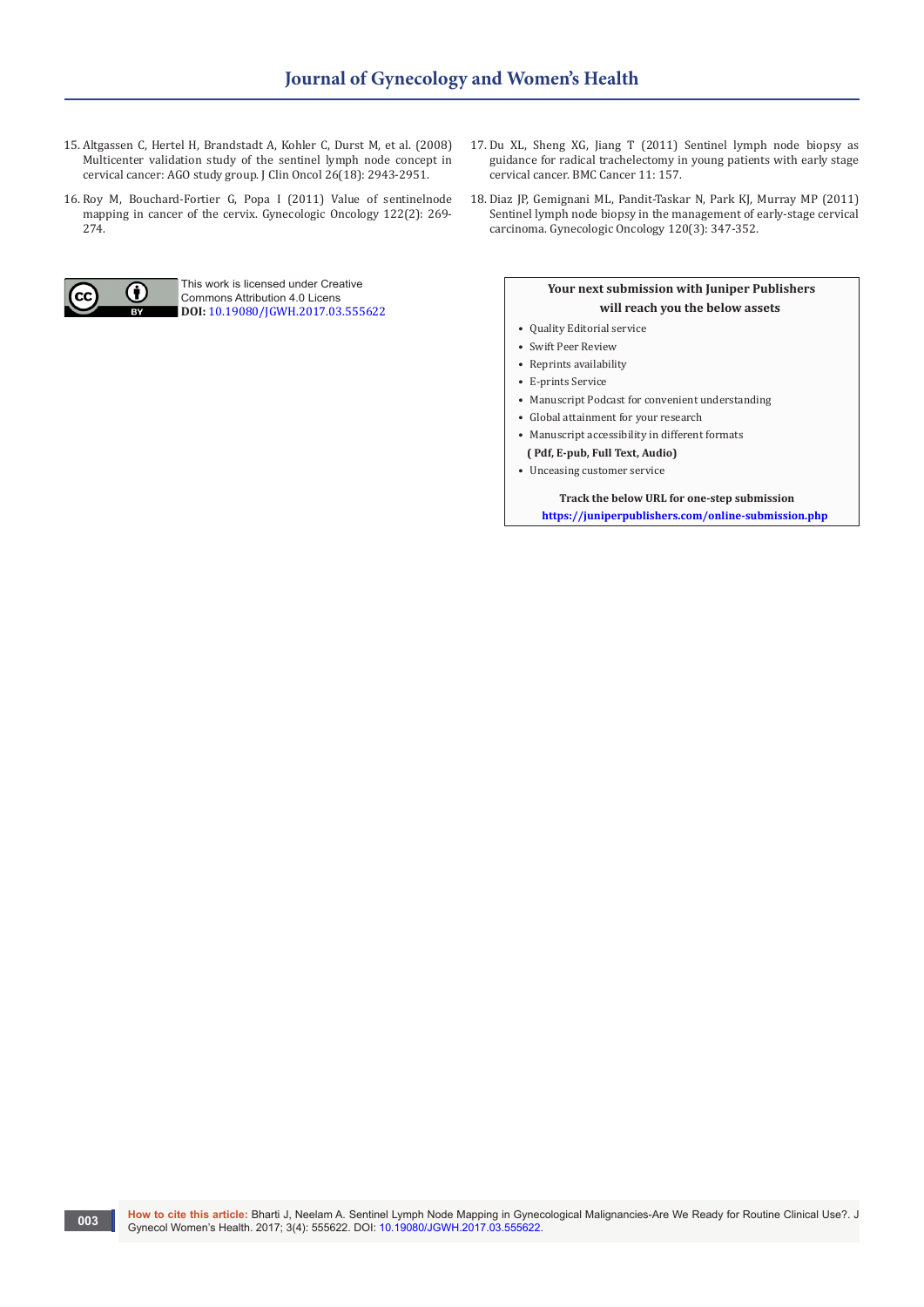15. Altgassen C, Hertel H, Brandstadt A, Kohler C, Durst M, et al. (2008) Multicenter validation study of the sentinel lymph node concept in cervical cancer: AGO study group. J Clin Oncol 26(18): 2943-2951.

16. Roy M, Bouchard-Fortier G, Popa I (2011) Value of sentinelnode mapping in cancer of the cervix. Gynecologic Oncology 122(2): 269-274.

17. Du XL, Sheng XG, Jiang T (2011) Sentinel lymph node biopsy as guidance for radical trachelectomy in young patients with early stage cervical cancer. BMC Cancer 11: 157.

18. Diaz JP, Gemignani ML, Pandit-Taskar N, Park KJ, Murray MP (2011) Sentinel lymph node biopsy in the management of early-stage cervical carcinoma. Gynecologic Oncology 120(3): 347-352.

This work is licensed under Creative Commons Attribution 4.0 Licens
**DOI:** 10.19080/JGWH.2017.03.555622

**Your next submission with Juniper Publishers will reach you the below assets**

- Quality Editorial service
- Swift Peer Review
- Reprints availability
- E-prints Service
- Manuscript Podcast for convenient understanding
- Global attainment for your research
- Manuscript accessibility in different formats

**( Pdf, E-pub, Full Text, Audio)**

- Unceasing customer service

**Track the below URL for one-step submission**
**https://juniperpublishers.com/online-submission.php**